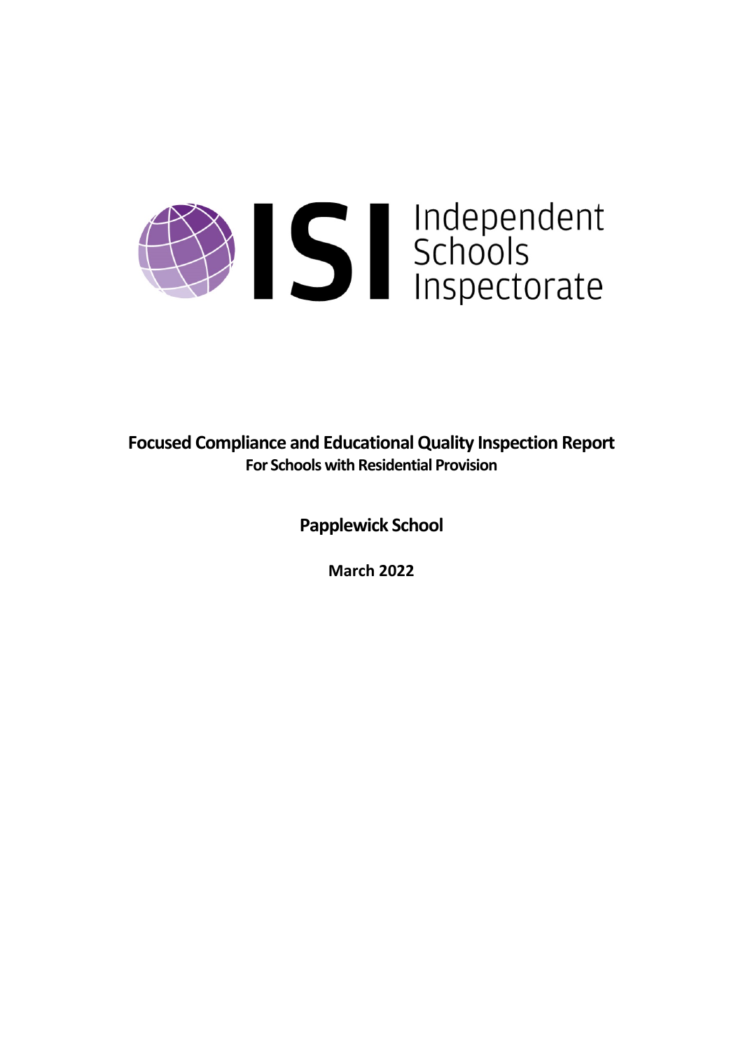ISI Independent Schools Inspectorate

# Focused Compliance and Educational Quality Inspection Report

**For Schools with Residential Provision**

## Papplewick School

**March 2022**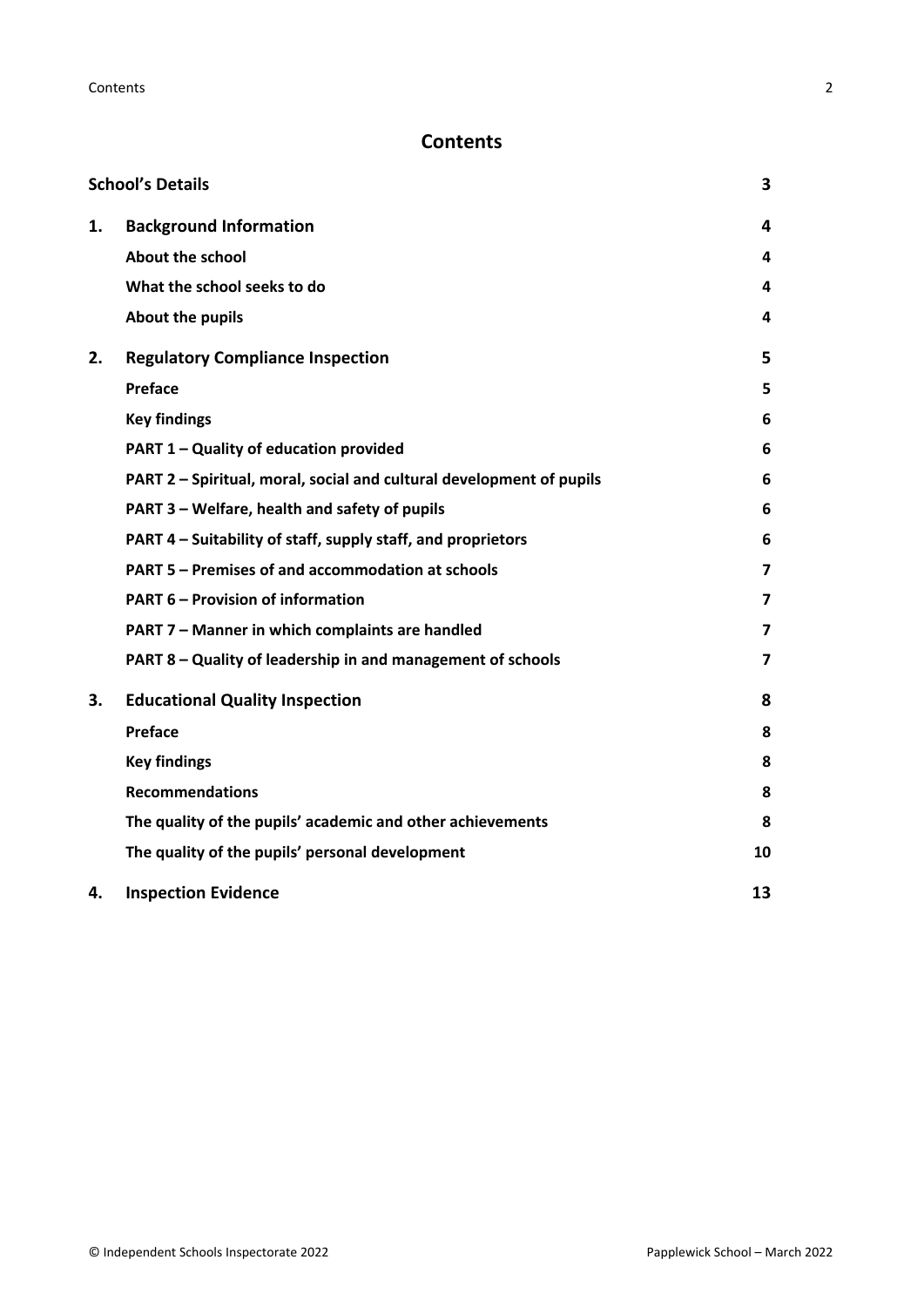## Contents

| | | |
|---|---|---|
| **School's Details** | | **3** |
| **1.** | **Background Information** | **4** |
| | **About the school** | **4** |
| | **What the school seeks to do** | **4** |
| | **About the pupils** | **4** |
| **2.** | **Regulatory Compliance Inspection** | **5** |
| | **Preface** | **5** |
| | **Key findings** | **6** |
| | **PART 1 – Quality of education provided** | **6** |
| | **PART 2 – Spiritual, moral, social and cultural development of pupils** | **6** |
| | **PART 3 – Welfare, health and safety of pupils** | **6** |
| | **PART 4 – Suitability of staff, supply staff, and proprietors** | **6** |
| | **PART 5 – Premises of and accommodation at schools** | **7** |
| | **PART 6 – Provision of information** | **7** |
| | **PART 7 – Manner in which complaints are handled** | **7** |
| | **PART 8 – Quality of leadership in and management of schools** | **7** |
| **3.** | **Educational Quality Inspection** | **8** |
| | **Preface** | **8** |
| | **Key findings** | **8** |
| | **Recommendations** | **8** |
| | **The quality of the pupils' academic and other achievements** | **8** |
| | **The quality of the pupils' personal development** | **10** |
| **4.** | **Inspection Evidence** | **13** |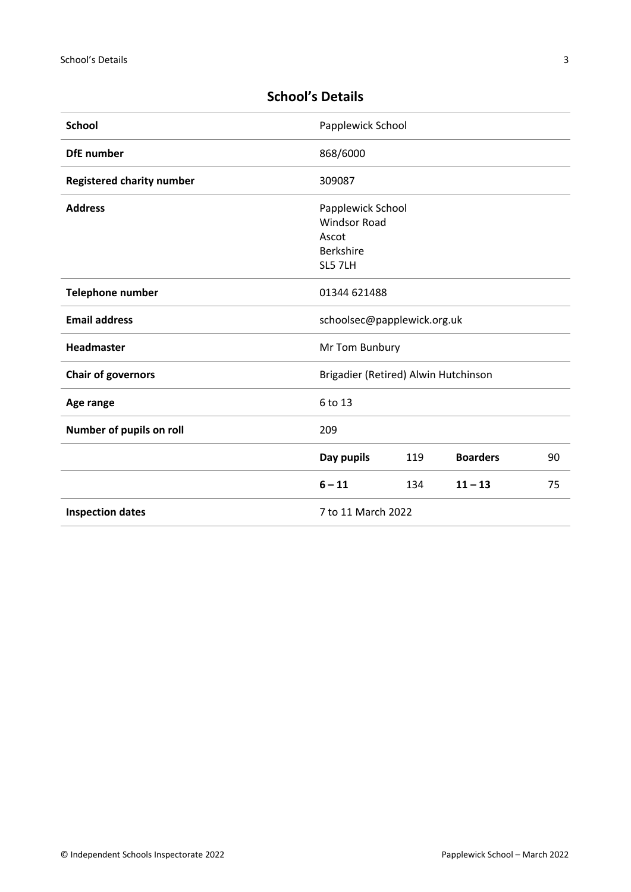## School's Details

| | | | | |
|---|---|---|---|---|
| **School** | Papplewick School | | | |
| **DfE number** | 868/6000 | | | |
| **Registered charity number** | 309087 | | | |
| **Address** | Papplewick School<br>Windsor Road<br>Ascot<br>Berkshire<br>SL5 7LH | | | |
| **Telephone number** | 01344 621488 | | | |
| **Email address** | schoolsec@papplewick.org.uk | | | |
| **Headmaster** | Mr Tom Bunbury | | | |
| **Chair of governors** | Brigadier (Retired) Alwin Hutchinson | | | |
| **Age range** | 6 to 13 | | | |
| **Number of pupils on roll** | 209 | | | |
| | **Day pupils** | 119 | **Boarders** | 90 |
| | **6 – 11** | 134 | **11 – 13** | 75 |
| **Inspection dates** | 7 to 11 March 2022 | | | |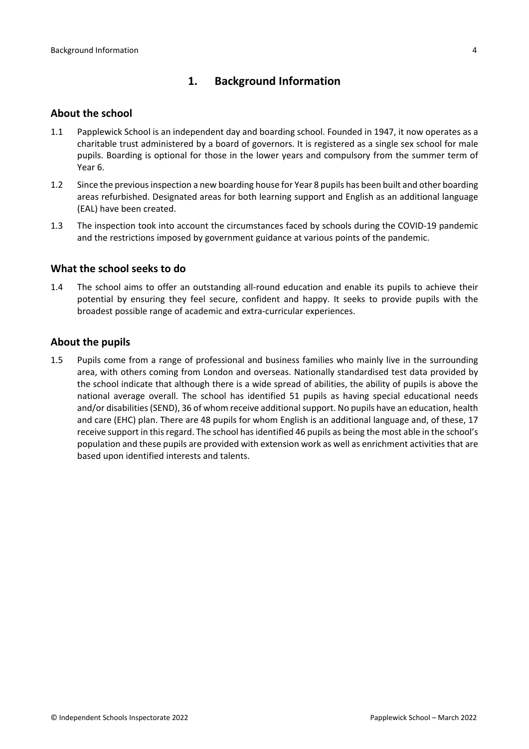## 1. Background Information

### About the school

1.1 Papplewick School is an independent day and boarding school. Founded in 1947, it now operates as a charitable trust administered by a board of governors. It is registered as a single sex school for male pupils. Boarding is optional for those in the lower years and compulsory from the summer term of Year 6.

1.2 Since the previous inspection a new boarding house for Year 8 pupils has been built and other boarding areas refurbished. Designated areas for both learning support and English as an additional language (EAL) have been created.

1.3 The inspection took into account the circumstances faced by schools during the COVID-19 pandemic and the restrictions imposed by government guidance at various points of the pandemic.

### What the school seeks to do

1.4 The school aims to offer an outstanding all-round education and enable its pupils to achieve their potential by ensuring they feel secure, confident and happy. It seeks to provide pupils with the broadest possible range of academic and extra-curricular experiences.

### About the pupils

1.5 Pupils come from a range of professional and business families who mainly live in the surrounding area, with others coming from London and overseas. Nationally standardised test data provided by the school indicate that although there is a wide spread of abilities, the ability of pupils is above the national average overall. The school has identified 51 pupils as having special educational needs and/or disabilities (SEND), 36 of whom receive additional support. No pupils have an education, health and care (EHC) plan. There are 48 pupils for whom English is an additional language and, of these, 17 receive support in this regard. The school has identified 46 pupils as being the most able in the school's population and these pupils are provided with extension work as well as enrichment activities that are based upon identified interests and talents.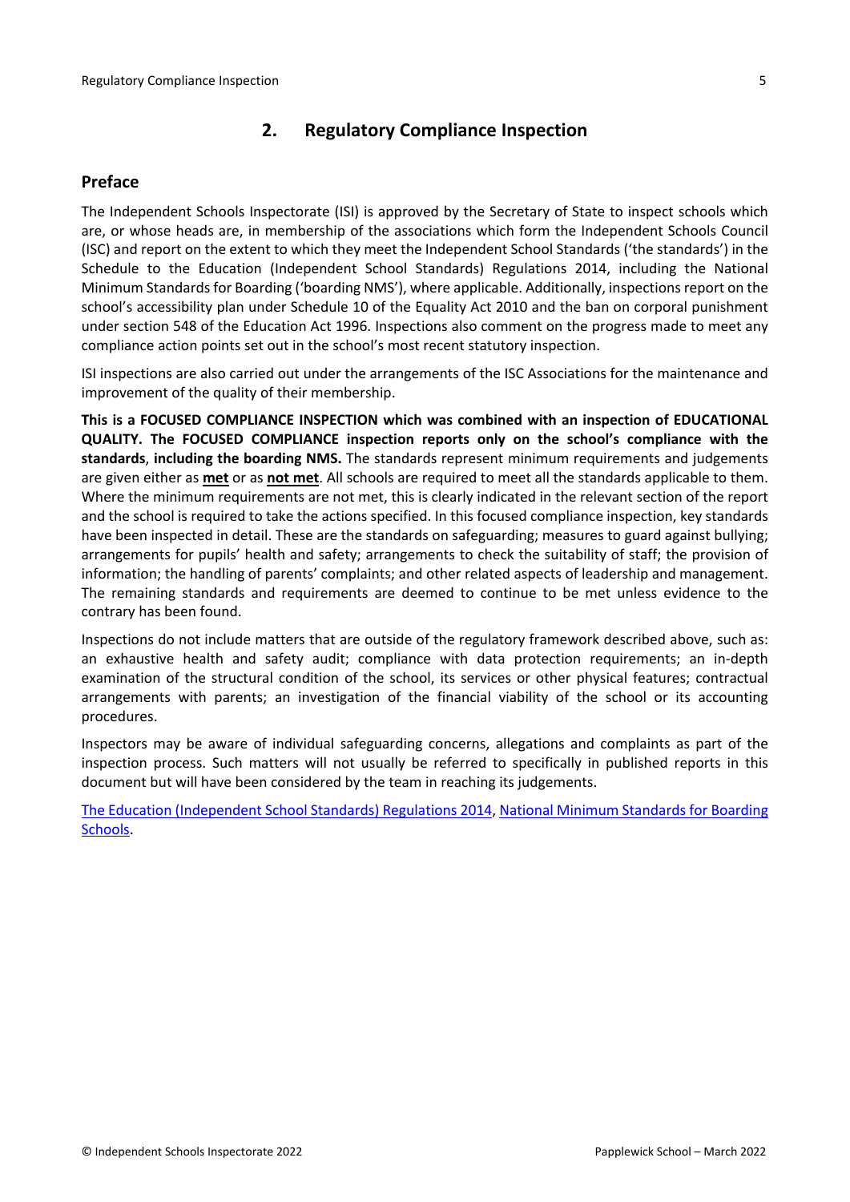## 2. Regulatory Compliance Inspection

### Preface

The Independent Schools Inspectorate (ISI) is approved by the Secretary of State to inspect schools which are, or whose heads are, in membership of the associations which form the Independent Schools Council (ISC) and report on the extent to which they meet the Independent School Standards ('the standards') in the Schedule to the Education (Independent School Standards) Regulations 2014, including the National Minimum Standards for Boarding ('boarding NMS'), where applicable. Additionally, inspections report on the school's accessibility plan under Schedule 10 of the Equality Act 2010 and the ban on corporal punishment under section 548 of the Education Act 1996. Inspections also comment on the progress made to meet any compliance action points set out in the school's most recent statutory inspection.

ISI inspections are also carried out under the arrangements of the ISC Associations for the maintenance and improvement of the quality of their membership.

**This is a FOCUSED COMPLIANCE INSPECTION which was combined with an inspection of EDUCATIONAL QUALITY. The FOCUSED COMPLIANCE inspection reports only on the school's compliance with the standards**, **including the boarding NMS.** The standards represent minimum requirements and judgements are given either as **met** or as **not met**. All schools are required to meet all the standards applicable to them. Where the minimum requirements are not met, this is clearly indicated in the relevant section of the report and the school is required to take the actions specified. In this focused compliance inspection, key standards have been inspected in detail. These are the standards on safeguarding; measures to guard against bullying; arrangements for pupils' health and safety; arrangements to check the suitability of staff; the provision of information; the handling of parents' complaints; and other related aspects of leadership and management. The remaining standards and requirements are deemed to continue to be met unless evidence to the contrary has been found.

Inspections do not include matters that are outside of the regulatory framework described above, such as: an exhaustive health and safety audit; compliance with data protection requirements; an in-depth examination of the structural condition of the school, its services or other physical features; contractual arrangements with parents; an investigation of the financial viability of the school or its accounting procedures.

Inspectors may be aware of individual safeguarding concerns, allegations and complaints as part of the inspection process. Such matters will not usually be referred to specifically in published reports in this document but will have been considered by the team in reaching its judgements.

The Education (Independent School Standards) Regulations 2014, National Minimum Standards for Boarding Schools.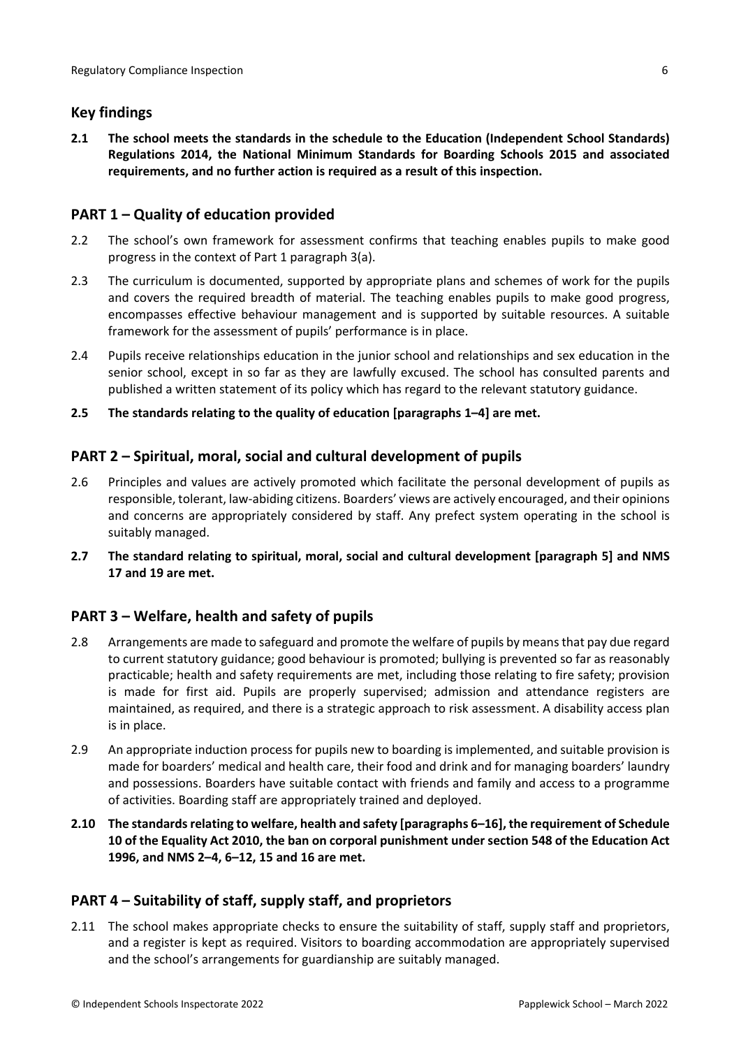## Key findings

**2.1 The school meets the standards in the schedule to the Education (Independent School Standards) Regulations 2014, the National Minimum Standards for Boarding Schools 2015 and associated requirements, and no further action is required as a result of this inspection.**

## PART 1 – Quality of education provided

2.2 The school's own framework for assessment confirms that teaching enables pupils to make good progress in the context of Part 1 paragraph 3(a).

2.3 The curriculum is documented, supported by appropriate plans and schemes of work for the pupils and covers the required breadth of material. The teaching enables pupils to make good progress, encompasses effective behaviour management and is supported by suitable resources. A suitable framework for the assessment of pupils' performance is in place.

2.4 Pupils receive relationships education in the junior school and relationships and sex education in the senior school, except in so far as they are lawfully excused. The school has consulted parents and published a written statement of its policy which has regard to the relevant statutory guidance.

**2.5 The standards relating to the quality of education [paragraphs 1–4] are met.**

## PART 2 – Spiritual, moral, social and cultural development of pupils

2.6 Principles and values are actively promoted which facilitate the personal development of pupils as responsible, tolerant, law-abiding citizens. Boarders' views are actively encouraged, and their opinions and concerns are appropriately considered by staff. Any prefect system operating in the school is suitably managed.

**2.7 The standard relating to spiritual, moral, social and cultural development [paragraph 5] and NMS 17 and 19 are met.**

## PART 3 – Welfare, health and safety of pupils

2.8 Arrangements are made to safeguard and promote the welfare of pupils by means that pay due regard to current statutory guidance; good behaviour is promoted; bullying is prevented so far as reasonably practicable; health and safety requirements are met, including those relating to fire safety; provision is made for first aid. Pupils are properly supervised; admission and attendance registers are maintained, as required, and there is a strategic approach to risk assessment. A disability access plan is in place.

2.9 An appropriate induction process for pupils new to boarding is implemented, and suitable provision is made for boarders' medical and health care, their food and drink and for managing boarders' laundry and possessions. Boarders have suitable contact with friends and family and access to a programme of activities. Boarding staff are appropriately trained and deployed.

**2.10 The standards relating to welfare, health and safety [paragraphs 6–16], the requirement of Schedule 10 of the Equality Act 2010, the ban on corporal punishment under section 548 of the Education Act 1996, and NMS 2–4, 6–12, 15 and 16 are met.**

## PART 4 – Suitability of staff, supply staff, and proprietors

2.11 The school makes appropriate checks to ensure the suitability of staff, supply staff and proprietors, and a register is kept as required. Visitors to boarding accommodation are appropriately supervised and the school's arrangements for guardianship are suitably managed.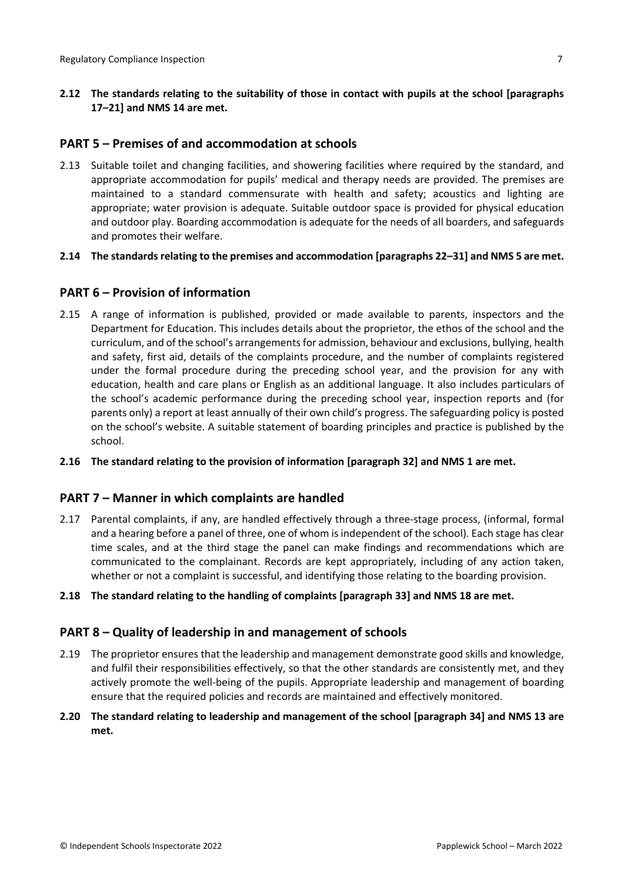**2.12 The standards relating to the suitability of those in contact with pupils at the school [paragraphs 17–21] and NMS 14 are met.**

## PART 5 – Premises of and accommodation at schools

2.13 Suitable toilet and changing facilities, and showering facilities where required by the standard, and appropriate accommodation for pupils' medical and therapy needs are provided. The premises are maintained to a standard commensurate with health and safety; acoustics and lighting are appropriate; water provision is adequate. Suitable outdoor space is provided for physical education and outdoor play. Boarding accommodation is adequate for the needs of all boarders, and safeguards and promotes their welfare.

**2.14 The standards relating to the premises and accommodation [paragraphs 22–31] and NMS 5 are met.**

## PART 6 – Provision of information

2.15 A range of information is published, provided or made available to parents, inspectors and the Department for Education. This includes details about the proprietor, the ethos of the school and the curriculum, and of the school's arrangements for admission, behaviour and exclusions, bullying, health and safety, first aid, details of the complaints procedure, and the number of complaints registered under the formal procedure during the preceding school year, and the provision for any with education, health and care plans or English as an additional language. It also includes particulars of the school's academic performance during the preceding school year, inspection reports and (for parents only) a report at least annually of their own child's progress. The safeguarding policy is posted on the school's website. A suitable statement of boarding principles and practice is published by the school.

**2.16 The standard relating to the provision of information [paragraph 32] and NMS 1 are met.**

## PART 7 – Manner in which complaints are handled

2.17 Parental complaints, if any, are handled effectively through a three-stage process, (informal, formal and a hearing before a panel of three, one of whom is independent of the school). Each stage has clear time scales, and at the third stage the panel can make findings and recommendations which are communicated to the complainant. Records are kept appropriately, including of any action taken, whether or not a complaint is successful, and identifying those relating to the boarding provision.

**2.18 The standard relating to the handling of complaints [paragraph 33] and NMS 18 are met.**

## PART 8 – Quality of leadership in and management of schools

2.19 The proprietor ensures that the leadership and management demonstrate good skills and knowledge, and fulfil their responsibilities effectively, so that the other standards are consistently met, and they actively promote the well-being of the pupils. Appropriate leadership and management of boarding ensure that the required policies and records are maintained and effectively monitored.

**2.20 The standard relating to leadership and management of the school [paragraph 34] and NMS 13 are met.**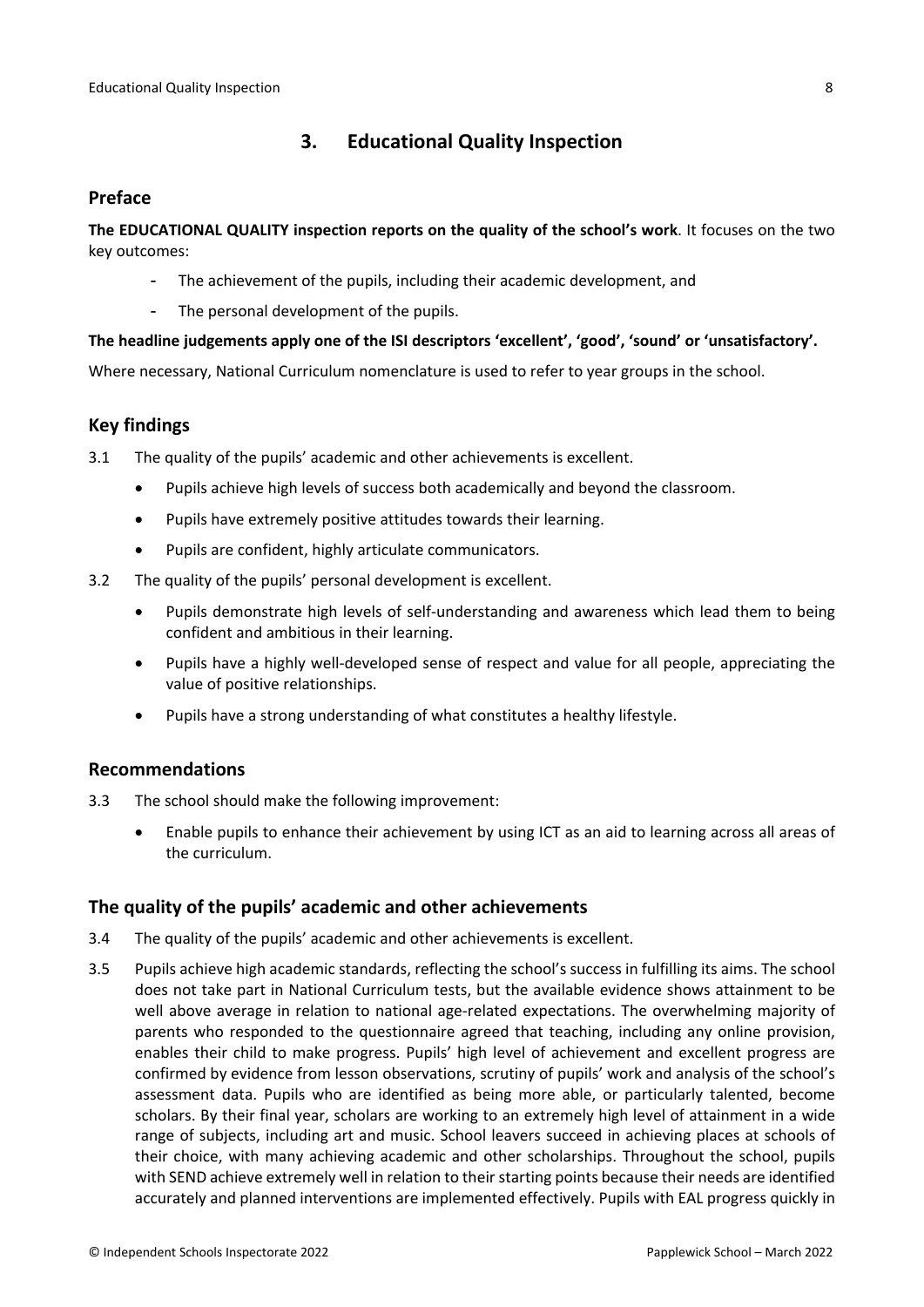## 3. Educational Quality Inspection

### Preface

**The EDUCATIONAL QUALITY inspection reports on the quality of the school's work**. It focuses on the two key outcomes:

- The achievement of the pupils, including their academic development, and
- The personal development of the pupils.

**The headline judgements apply one of the ISI descriptors 'excellent', 'good', 'sound' or 'unsatisfactory'.**

Where necessary, National Curriculum nomenclature is used to refer to year groups in the school.

### Key findings

3.1 The quality of the pupils' academic and other achievements is excellent.

- Pupils achieve high levels of success both academically and beyond the classroom.
- Pupils have extremely positive attitudes towards their learning.
- Pupils are confident, highly articulate communicators.

3.2 The quality of the pupils' personal development is excellent.

- Pupils demonstrate high levels of self-understanding and awareness which lead them to being confident and ambitious in their learning.
- Pupils have a highly well-developed sense of respect and value for all people, appreciating the value of positive relationships.
- Pupils have a strong understanding of what constitutes a healthy lifestyle.

### Recommendations

3.3 The school should make the following improvement:

- Enable pupils to enhance their achievement by using ICT as an aid to learning across all areas of the curriculum.

### The quality of the pupils' academic and other achievements

3.4 The quality of the pupils' academic and other achievements is excellent.

3.5 Pupils achieve high academic standards, reflecting the school's success in fulfilling its aims. The school does not take part in National Curriculum tests, but the available evidence shows attainment to be well above average in relation to national age-related expectations. The overwhelming majority of parents who responded to the questionnaire agreed that teaching, including any online provision, enables their child to make progress. Pupils' high level of achievement and excellent progress are confirmed by evidence from lesson observations, scrutiny of pupils' work and analysis of the school's assessment data. Pupils who are identified as being more able, or particularly talented, become scholars. By their final year, scholars are working to an extremely high level of attainment in a wide range of subjects, including art and music. School leavers succeed in achieving places at schools of their choice, with many achieving academic and other scholarships. Throughout the school, pupils with SEND achieve extremely well in relation to their starting points because their needs are identified accurately and planned interventions are implemented effectively. Pupils with EAL progress quickly in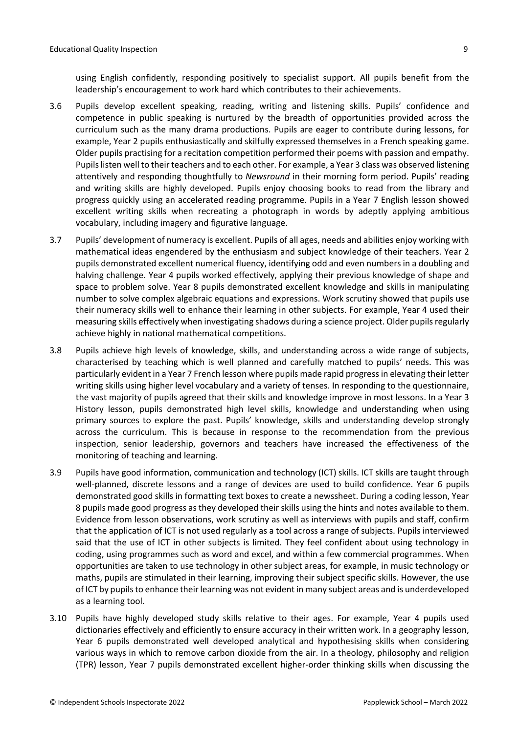using English confidently, responding positively to specialist support. All pupils benefit from the leadership's encouragement to work hard which contributes to their achievements.

3.6 Pupils develop excellent speaking, reading, writing and listening skills. Pupils' confidence and competence in public speaking is nurtured by the breadth of opportunities provided across the curriculum such as the many drama productions. Pupils are eager to contribute during lessons, for example, Year 2 pupils enthusiastically and skilfully expressed themselves in a French speaking game. Older pupils practising for a recitation competition performed their poems with passion and empathy. Pupils listen well to their teachers and to each other. For example, a Year 3 class was observed listening attentively and responding thoughtfully to *Newsround* in their morning form period. Pupils' reading and writing skills are highly developed. Pupils enjoy choosing books to read from the library and progress quickly using an accelerated reading programme. Pupils in a Year 7 English lesson showed excellent writing skills when recreating a photograph in words by adeptly applying ambitious vocabulary, including imagery and figurative language.

3.7 Pupils' development of numeracy is excellent. Pupils of all ages, needs and abilities enjoy working with mathematical ideas engendered by the enthusiasm and subject knowledge of their teachers. Year 2 pupils demonstrated excellent numerical fluency, identifying odd and even numbers in a doubling and halving challenge. Year 4 pupils worked effectively, applying their previous knowledge of shape and space to problem solve. Year 8 pupils demonstrated excellent knowledge and skills in manipulating number to solve complex algebraic equations and expressions. Work scrutiny showed that pupils use their numeracy skills well to enhance their learning in other subjects. For example, Year 4 used their measuring skills effectively when investigating shadows during a science project. Older pupils regularly achieve highly in national mathematical competitions.

3.8 Pupils achieve high levels of knowledge, skills, and understanding across a wide range of subjects, characterised by teaching which is well planned and carefully matched to pupils' needs. This was particularly evident in a Year 7 French lesson where pupils made rapid progress in elevating their letter writing skills using higher level vocabulary and a variety of tenses. In responding to the questionnaire, the vast majority of pupils agreed that their skills and knowledge improve in most lessons. In a Year 3 History lesson, pupils demonstrated high level skills, knowledge and understanding when using primary sources to explore the past. Pupils' knowledge, skills and understanding develop strongly across the curriculum. This is because in response to the recommendation from the previous inspection, senior leadership, governors and teachers have increased the effectiveness of the monitoring of teaching and learning.

3.9 Pupils have good information, communication and technology (ICT) skills. ICT skills are taught through well-planned, discrete lessons and a range of devices are used to build confidence. Year 6 pupils demonstrated good skills in formatting text boxes to create a newssheet. During a coding lesson, Year 8 pupils made good progress as they developed their skills using the hints and notes available to them. Evidence from lesson observations, work scrutiny as well as interviews with pupils and staff, confirm that the application of ICT is not used regularly as a tool across a range of subjects. Pupils interviewed said that the use of ICT in other subjects is limited. They feel confident about using technology in coding, using programmes such as word and excel, and within a few commercial programmes. When opportunities are taken to use technology in other subject areas, for example, in music technology or maths, pupils are stimulated in their learning, improving their subject specific skills. However, the use of ICT by pupils to enhance their learning was not evident in many subject areas and is underdeveloped as a learning tool.

3.10 Pupils have highly developed study skills relative to their ages. For example, Year 4 pupils used dictionaries effectively and efficiently to ensure accuracy in their written work. In a geography lesson, Year 6 pupils demonstrated well developed analytical and hypothesising skills when considering various ways in which to remove carbon dioxide from the air. In a theology, philosophy and religion (TPR) lesson, Year 7 pupils demonstrated excellent higher-order thinking skills when discussing the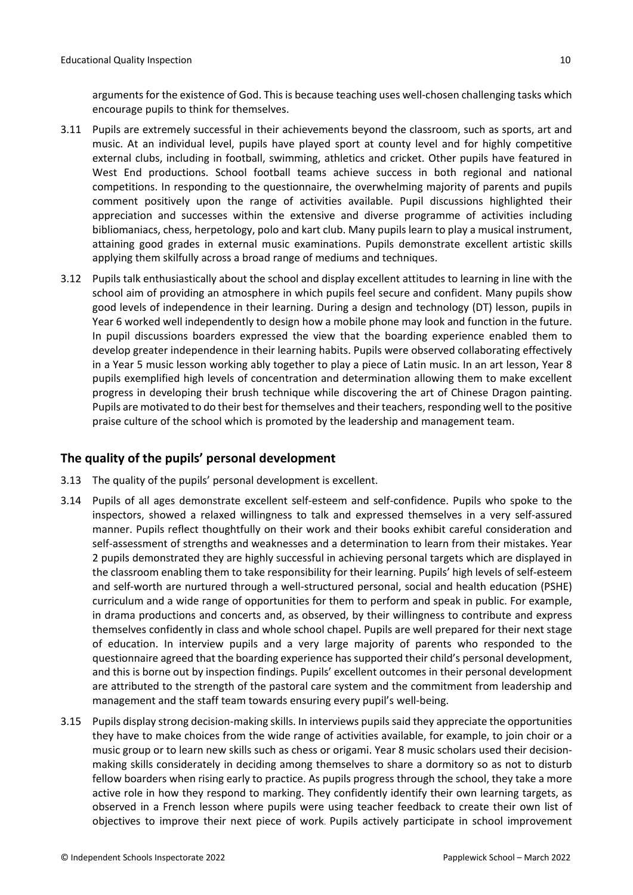arguments for the existence of God. This is because teaching uses well-chosen challenging tasks which encourage pupils to think for themselves.

3.11 Pupils are extremely successful in their achievements beyond the classroom, such as sports, art and music. At an individual level, pupils have played sport at county level and for highly competitive external clubs, including in football, swimming, athletics and cricket. Other pupils have featured in West End productions. School football teams achieve success in both regional and national competitions. In responding to the questionnaire, the overwhelming majority of parents and pupils comment positively upon the range of activities available. Pupil discussions highlighted their appreciation and successes within the extensive and diverse programme of activities including bibliomaniacs, chess, herpetology, polo and kart club. Many pupils learn to play a musical instrument, attaining good grades in external music examinations. Pupils demonstrate excellent artistic skills applying them skilfully across a broad range of mediums and techniques.

3.12 Pupils talk enthusiastically about the school and display excellent attitudes to learning in line with the school aim of providing an atmosphere in which pupils feel secure and confident. Many pupils show good levels of independence in their learning. During a design and technology (DT) lesson, pupils in Year 6 worked well independently to design how a mobile phone may look and function in the future. In pupil discussions boarders expressed the view that the boarding experience enabled them to develop greater independence in their learning habits. Pupils were observed collaborating effectively in a Year 5 music lesson working ably together to play a piece of Latin music. In an art lesson, Year 8 pupils exemplified high levels of concentration and determination allowing them to make excellent progress in developing their brush technique while discovering the art of Chinese Dragon painting. Pupils are motivated to do their best for themselves and their teachers, responding well to the positive praise culture of the school which is promoted by the leadership and management team.

## The quality of the pupils' personal development

3.13 The quality of the pupils' personal development is excellent.

3.14 Pupils of all ages demonstrate excellent self-esteem and self-confidence. Pupils who spoke to the inspectors, showed a relaxed willingness to talk and expressed themselves in a very self-assured manner. Pupils reflect thoughtfully on their work and their books exhibit careful consideration and self-assessment of strengths and weaknesses and a determination to learn from their mistakes. Year 2 pupils demonstrated they are highly successful in achieving personal targets which are displayed in the classroom enabling them to take responsibility for their learning. Pupils' high levels of self-esteem and self-worth are nurtured through a well-structured personal, social and health education (PSHE) curriculum and a wide range of opportunities for them to perform and speak in public. For example, in drama productions and concerts and, as observed, by their willingness to contribute and express themselves confidently in class and whole school chapel. Pupils are well prepared for their next stage of education. In interview pupils and a very large majority of parents who responded to the questionnaire agreed that the boarding experience has supported their child's personal development, and this is borne out by inspection findings. Pupils' excellent outcomes in their personal development are attributed to the strength of the pastoral care system and the commitment from leadership and management and the staff team towards ensuring every pupil's well-being.

3.15 Pupils display strong decision-making skills. In interviews pupils said they appreciate the opportunities they have to make choices from the wide range of activities available, for example, to join choir or a music group or to learn new skills such as chess or origami. Year 8 music scholars used their decision-making skills considerately in deciding among themselves to share a dormitory so as not to disturb fellow boarders when rising early to practice. As pupils progress through the school, they take a more active role in how they respond to marking. They confidently identify their own learning targets, as observed in a French lesson where pupils were using teacher feedback to create their own list of objectives to improve their next piece of work. Pupils actively participate in school improvement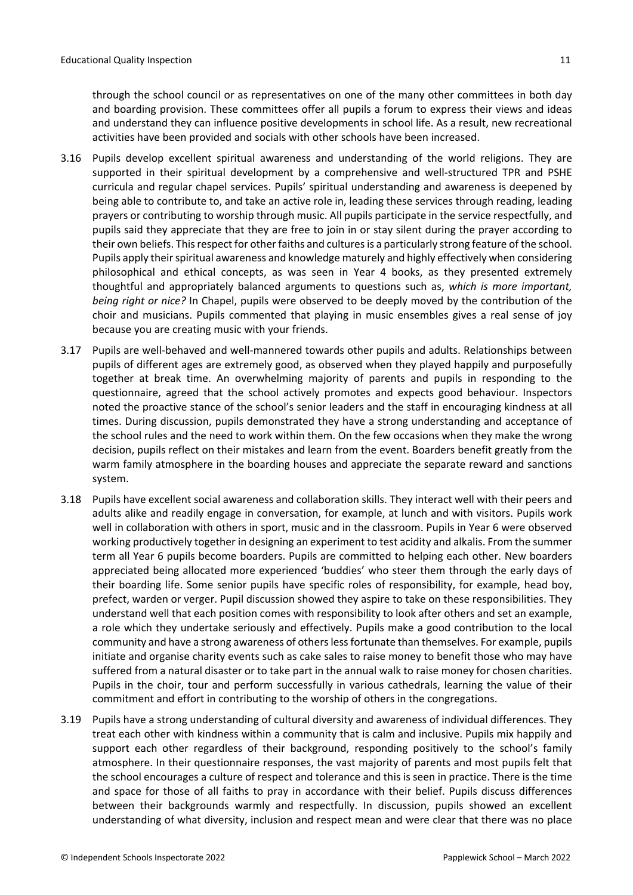through the school council or as representatives on one of the many other committees in both day and boarding provision. These committees offer all pupils a forum to express their views and ideas and understand they can influence positive developments in school life. As a result, new recreational activities have been provided and socials with other schools have been increased.

3.16 Pupils develop excellent spiritual awareness and understanding of the world religions. They are supported in their spiritual development by a comprehensive and well-structured TPR and PSHE curricula and regular chapel services. Pupils' spiritual understanding and awareness is deepened by being able to contribute to, and take an active role in, leading these services through reading, leading prayers or contributing to worship through music. All pupils participate in the service respectfully, and pupils said they appreciate that they are free to join in or stay silent during the prayer according to their own beliefs. This respect for other faiths and cultures is a particularly strong feature of the school. Pupils apply their spiritual awareness and knowledge maturely and highly effectively when considering philosophical and ethical concepts, as was seen in Year 4 books, as they presented extremely thoughtful and appropriately balanced arguments to questions such as, *which is more important, being right or nice?* In Chapel, pupils were observed to be deeply moved by the contribution of the choir and musicians. Pupils commented that playing in music ensembles gives a real sense of joy because you are creating music with your friends.

3.17 Pupils are well-behaved and well-mannered towards other pupils and adults. Relationships between pupils of different ages are extremely good, as observed when they played happily and purposefully together at break time. An overwhelming majority of parents and pupils in responding to the questionnaire, agreed that the school actively promotes and expects good behaviour. Inspectors noted the proactive stance of the school's senior leaders and the staff in encouraging kindness at all times. During discussion, pupils demonstrated they have a strong understanding and acceptance of the school rules and the need to work within them. On the few occasions when they make the wrong decision, pupils reflect on their mistakes and learn from the event. Boarders benefit greatly from the warm family atmosphere in the boarding houses and appreciate the separate reward and sanctions system.

3.18 Pupils have excellent social awareness and collaboration skills. They interact well with their peers and adults alike and readily engage in conversation, for example, at lunch and with visitors. Pupils work well in collaboration with others in sport, music and in the classroom. Pupils in Year 6 were observed working productively together in designing an experiment to test acidity and alkalis. From the summer term all Year 6 pupils become boarders. Pupils are committed to helping each other. New boarders appreciated being allocated more experienced 'buddies' who steer them through the early days of their boarding life. Some senior pupils have specific roles of responsibility, for example, head boy, prefect, warden or verger. Pupil discussion showed they aspire to take on these responsibilities. They understand well that each position comes with responsibility to look after others and set an example, a role which they undertake seriously and effectively. Pupils make a good contribution to the local community and have a strong awareness of others less fortunate than themselves. For example, pupils initiate and organise charity events such as cake sales to raise money to benefit those who may have suffered from a natural disaster or to take part in the annual walk to raise money for chosen charities. Pupils in the choir, tour and perform successfully in various cathedrals, learning the value of their commitment and effort in contributing to the worship of others in the congregations.

3.19 Pupils have a strong understanding of cultural diversity and awareness of individual differences. They treat each other with kindness within a community that is calm and inclusive. Pupils mix happily and support each other regardless of their background, responding positively to the school's family atmosphere. In their questionnaire responses, the vast majority of parents and most pupils felt that the school encourages a culture of respect and tolerance and this is seen in practice. There is the time and space for those of all faiths to pray in accordance with their belief. Pupils discuss differences between their backgrounds warmly and respectfully. In discussion, pupils showed an excellent understanding of what diversity, inclusion and respect mean and were clear that there was no place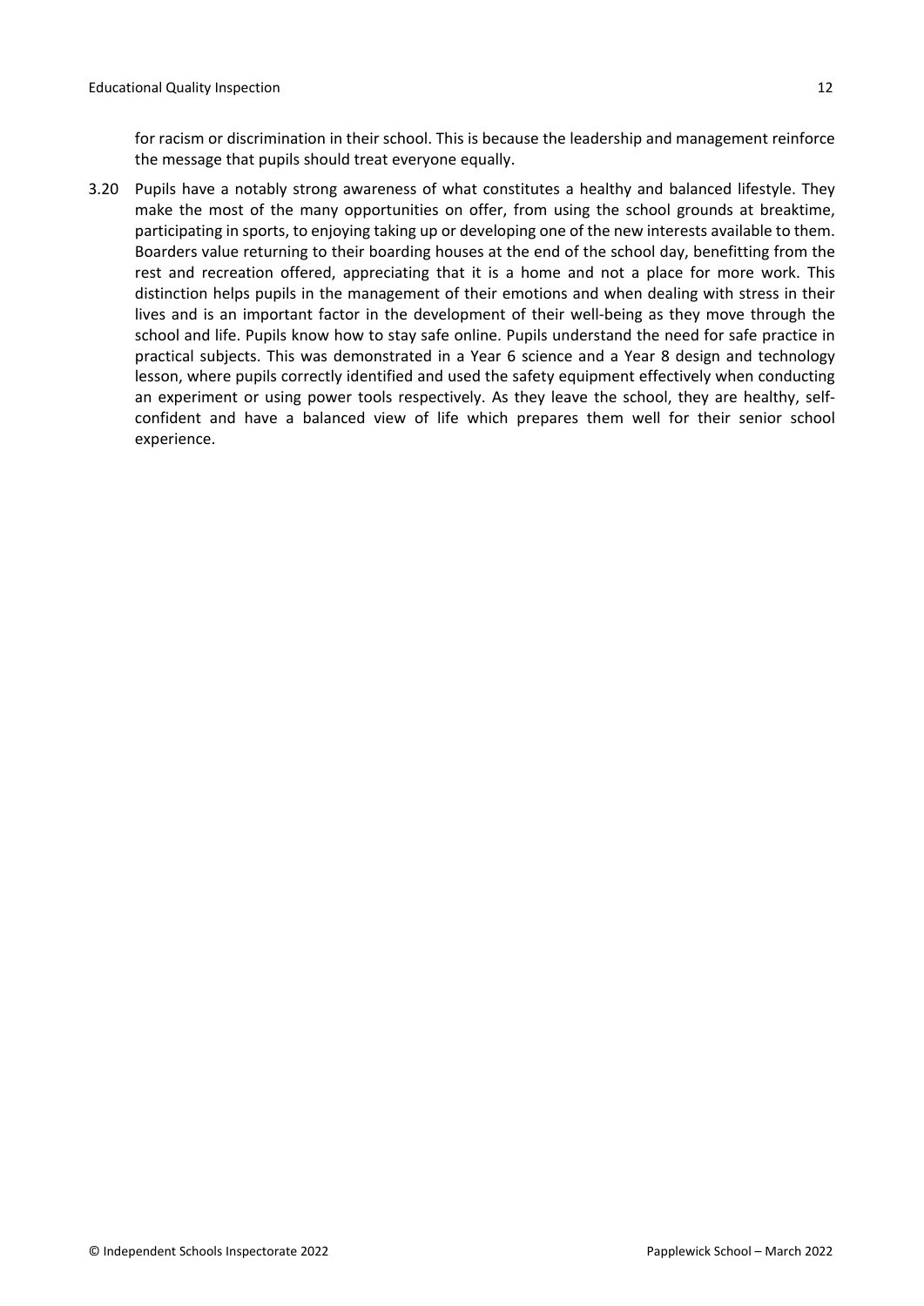for racism or discrimination in their school. This is because the leadership and management reinforce the message that pupils should treat everyone equally.

3.20 Pupils have a notably strong awareness of what constitutes a healthy and balanced lifestyle. They make the most of the many opportunities on offer, from using the school grounds at breaktime, participating in sports, to enjoying taking up or developing one of the new interests available to them. Boarders value returning to their boarding houses at the end of the school day, benefitting from the rest and recreation offered, appreciating that it is a home and not a place for more work. This distinction helps pupils in the management of their emotions and when dealing with stress in their lives and is an important factor in the development of their well-being as they move through the school and life. Pupils know how to stay safe online. Pupils understand the need for safe practice in practical subjects. This was demonstrated in a Year 6 science and a Year 8 design and technology lesson, where pupils correctly identified and used the safety equipment effectively when conducting an experiment or using power tools respectively. As they leave the school, they are healthy, self-confident and have a balanced view of life which prepares them well for their senior school experience.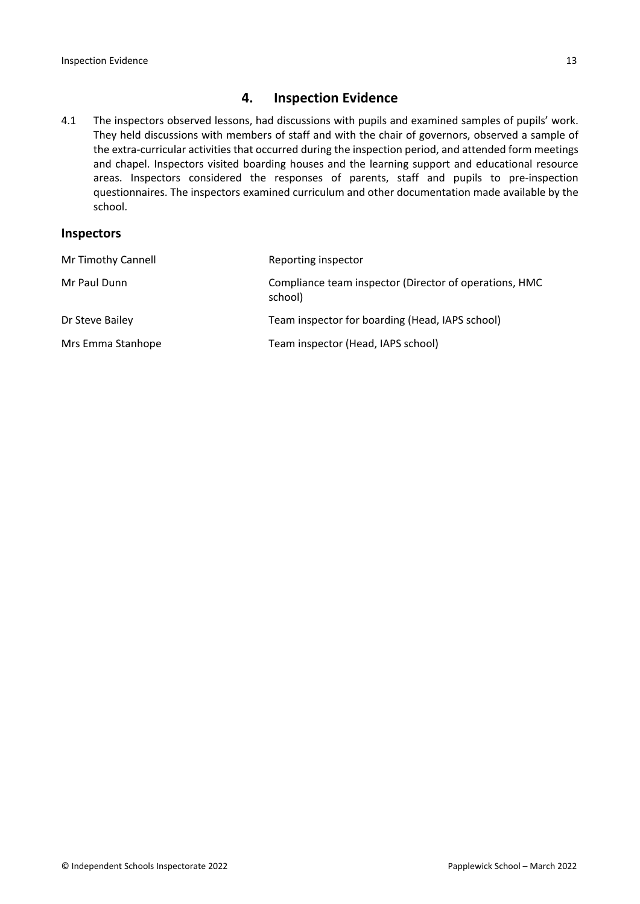## 4. Inspection Evidence

4.1 The inspectors observed lessons, had discussions with pupils and examined samples of pupils' work. They held discussions with members of staff and with the chair of governors, observed a sample of the extra-curricular activities that occurred during the inspection period, and attended form meetings and chapel. Inspectors visited boarding houses and the learning support and educational resource areas. Inspectors considered the responses of parents, staff and pupils to pre-inspection questionnaires. The inspectors examined curriculum and other documentation made available by the school.

### Inspectors

| | |
|---|---|
| Mr Timothy Cannell | Reporting inspector |
| Mr Paul Dunn | Compliance team inspector (Director of operations, HMC school) |
| Dr Steve Bailey | Team inspector for boarding (Head, IAPS school) |
| Mrs Emma Stanhope | Team inspector (Head, IAPS school) |